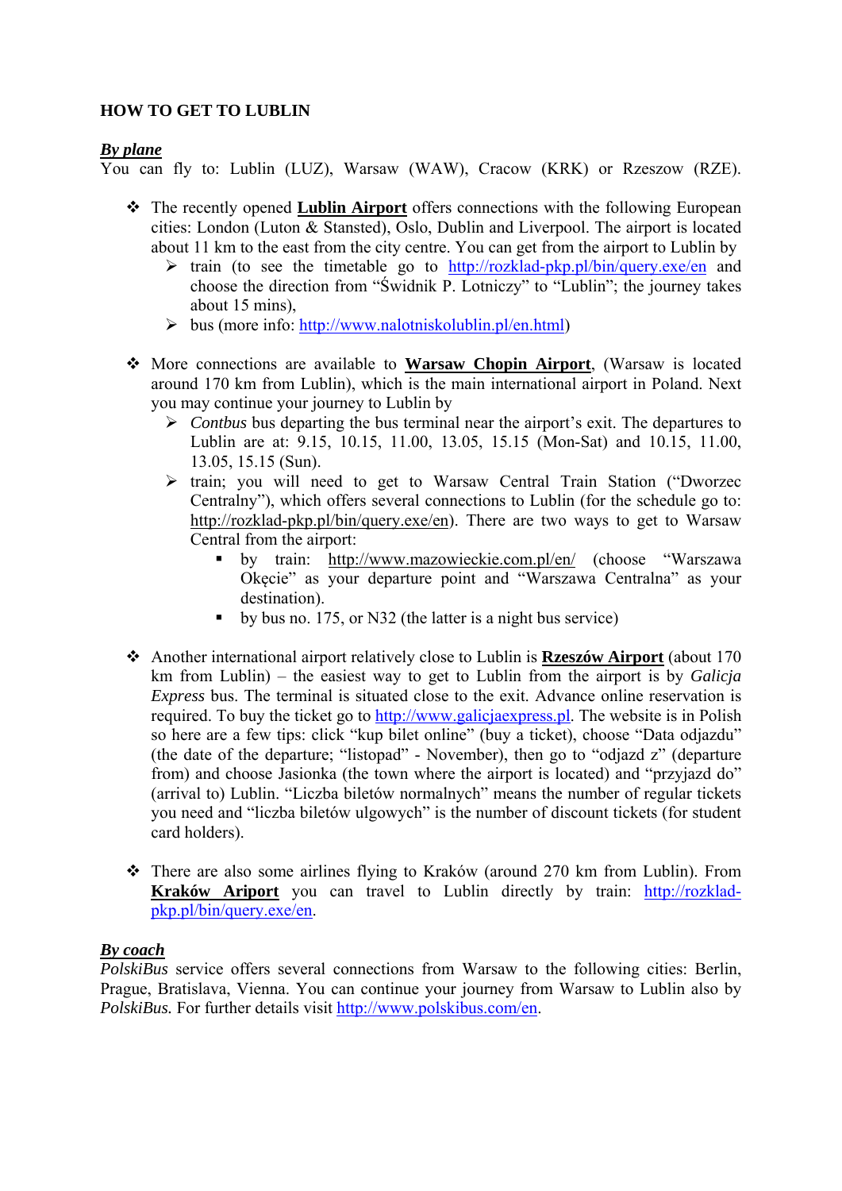**HOW TO GET TO LUBLIN**

***By plane***

You can fly to: Lublin (LUZ), Warsaw (WAW), Cracow (KRK) or Rzeszow (RZE).

- The recently opened **Lublin Airport** offers connections with the following European cities: London (Luton & Stansted), Oslo, Dublin and Liverpool. The airport is located about 11 km to the east from the city centre. You can get from the airport to Lublin by
  - train (to see the timetable go to http://rozklad-pkp.pl/bin/query.exe/en and choose the direction from "Świdnik P. Lotniczy" to "Lublin"; the journey takes about 15 mins),
  - bus (more info: http://www.nalotniskolublin.pl/en.html)

- More connections are available to **Warsaw Chopin Airport**, (Warsaw is located around 170 km from Lublin), which is the main international airport in Poland. Next you may continue your journey to Lublin by
  - *Contbus* bus departing the bus terminal near the airport's exit. The departures to Lublin are at: 9.15, 10.15, 11.00, 13.05, 15.15 (Mon-Sat) and 10.15, 11.00, 13.05, 15.15 (Sun).
  - train; you will need to get to Warsaw Central Train Station ("Dworzec Centralny"), which offers several connections to Lublin (for the schedule go to: http://rozklad-pkp.pl/bin/query.exe/en). There are two ways to get to Warsaw Central from the airport:
    - by train: http://www.mazowieckie.com.pl/en/ (choose "Warszawa Okęcie" as your departure point and "Warszawa Centralna" as your destination).
    - by bus no. 175, or N32 (the latter is a night bus service)

- Another international airport relatively close to Lublin is **Rzeszów Airport** (about 170 km from Lublin) – the easiest way to get to Lublin from the airport is by *Galicja Express* bus. The terminal is situated close to the exit. Advance online reservation is required. To buy the ticket go to http://www.galicjaexpress.pl. The website is in Polish so here are a few tips: click "kup bilet online" (buy a ticket), choose "Data odjazdu" (the date of the departure; "listopad" - November), then go to "odjazd z" (departure from) and choose Jasionka (the town where the airport is located) and "przyjazd do" (arrival to) Lublin. "Liczba biletów normalnych" means the number of regular tickets you need and "liczba biletów ulgowych" is the number of discount tickets (for student card holders).

- There are also some airlines flying to Kraków (around 270 km from Lublin). From **Kraków Ariport** you can travel to Lublin directly by train: http://rozklad-pkp.pl/bin/query.exe/en.

***By coach***

*PolskiBus* service offers several connections from Warsaw to the following cities: Berlin, Prague, Bratislava, Vienna. You can continue your journey from Warsaw to Lublin also by *PolskiBus.* For further details visit http://www.polskibus.com/en.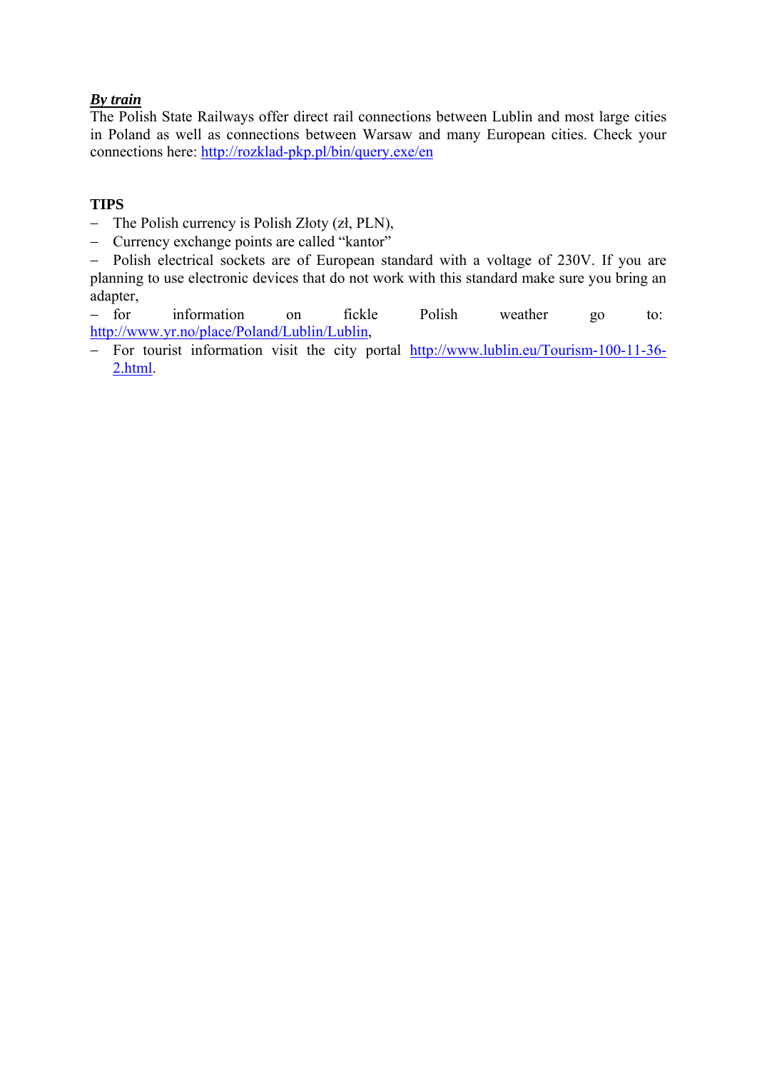***By train***

The Polish State Railways offer direct rail connections between Lublin and most large cities in Poland as well as connections between Warsaw and many European cities. Check your connections here: http://rozklad-pkp.pl/bin/query.exe/en

**TIPS**

- The Polish currency is Polish Złoty (zł, PLN),
- Currency exchange points are called "kantor"
- Polish electrical sockets are of European standard with a voltage of 230V. If you are planning to use electronic devices that do not work with this standard make sure you bring an adapter,
- for information on fickle Polish weather go to: http://www.yr.no/place/Poland/Lublin/Lublin,
- For tourist information visit the city portal http://www.lublin.eu/Tourism-100-11-36-2.html.